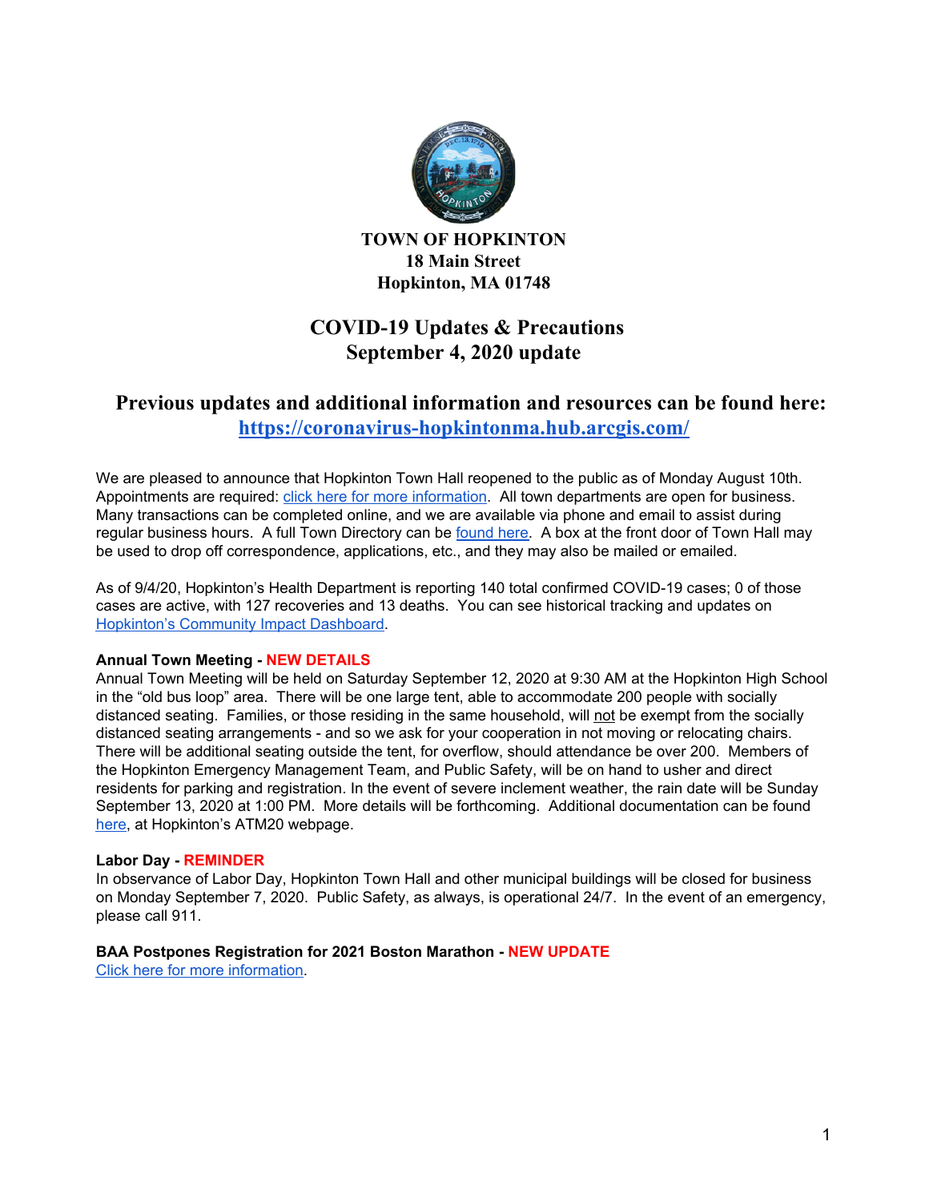**TOWN OF HOPKINTON**
**18 Main Street**
**Hopkinton, MA 01748**

# COVID-19 Updates & Precautions
# September 4, 2020 update

## Previous updates and additional information and resources can be found here: https://coronavirus-hopkintonma.hub.arcgis.com/

We are pleased to announce that Hopkinton Town Hall reopened to the public as of Monday August 10th. Appointments are required: click here for more information. All town departments are open for business. Many transactions can be completed online, and we are available via phone and email to assist during regular business hours. A full Town Directory can be found here. A box at the front door of Town Hall may be used to drop off correspondence, applications, etc., and they may also be mailed or emailed.

As of 9/4/20, Hopkinton's Health Department is reporting 140 total confirmed COVID-19 cases; 0 of those cases are active, with 127 recoveries and 13 deaths. You can see historical tracking and updates on Hopkinton's Community Impact Dashboard.

**Annual Town Meeting - NEW DETAILS**

Annual Town Meeting will be held on Saturday September 12, 2020 at 9:30 AM at the Hopkinton High School in the "old bus loop" area. There will be one large tent, able to accommodate 200 people with socially distanced seating. Families, or those residing in the same household, will not be exempt from the socially distanced seating arrangements - and so we ask for your cooperation in not moving or relocating chairs. There will be additional seating outside the tent, for overflow, should attendance be over 200. Members of the Hopkinton Emergency Management Team, and Public Safety, will be on hand to usher and direct residents for parking and registration. In the event of severe inclement weather, the rain date will be Sunday September 13, 2020 at 1:00 PM. More details will be forthcoming. Additional documentation can be found here, at Hopkinton's ATM20 webpage.

**Labor Day - REMINDER**

In observance of Labor Day, Hopkinton Town Hall and other municipal buildings will be closed for business on Monday September 7, 2020. Public Safety, as always, is operational 24/7. In the event of an emergency, please call 911.

**BAA Postpones Registration for 2021 Boston Marathon - NEW UPDATE**

Click here for more information.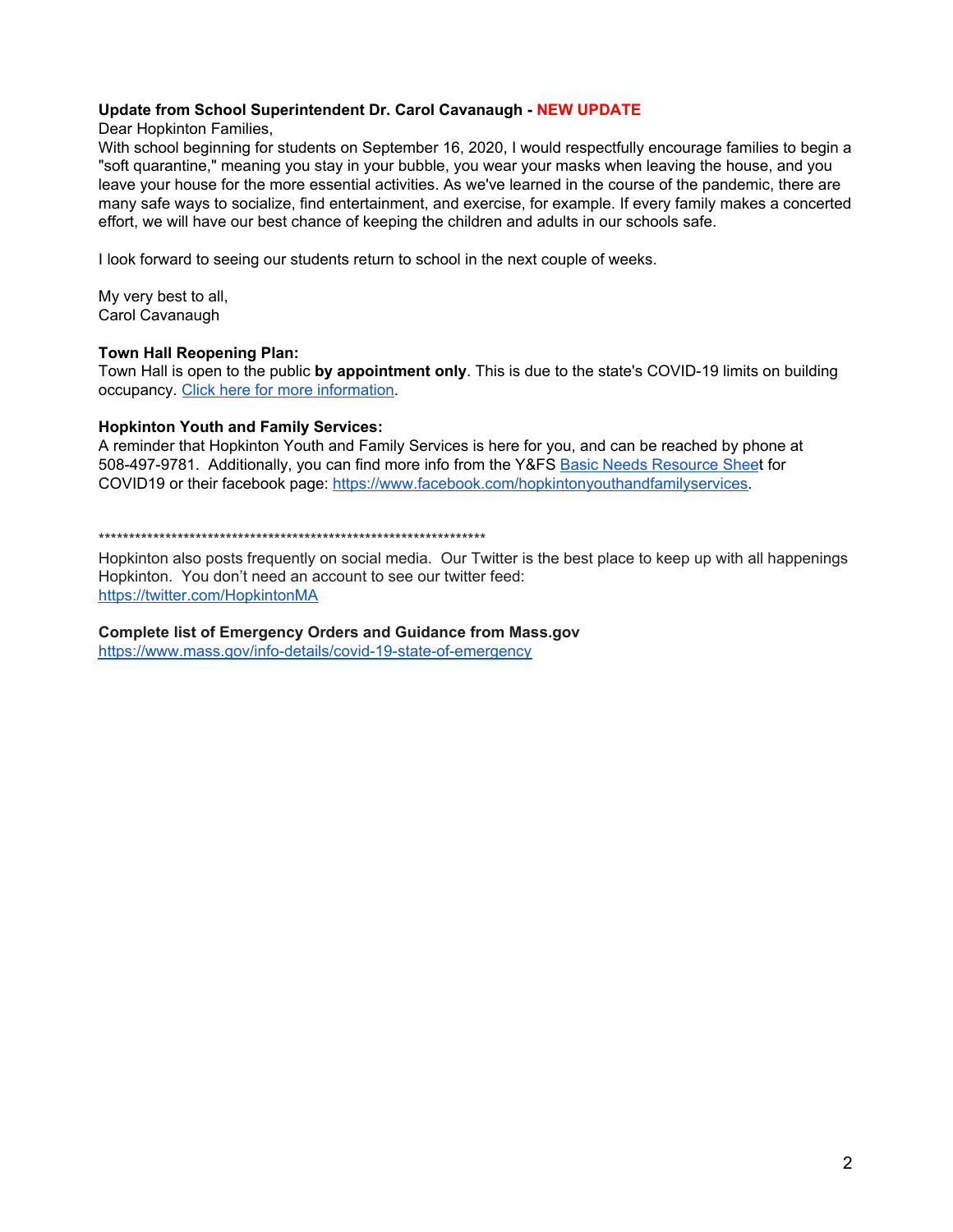**Update from School Superintendent Dr. Carol Cavanaugh - NEW UPDATE**

Dear Hopkinton Families,

With school beginning for students on September 16, 2020, I would respectfully encourage families to begin a "soft quarantine," meaning you stay in your bubble, you wear your masks when leaving the house, and you leave your house for the more essential activities. As we've learned in the course of the pandemic, there are many safe ways to socialize, find entertainment, and exercise, for example. If every family makes a concerted effort, we will have our best chance of keeping the children and adults in our schools safe.

I look forward to seeing our students return to school in the next couple of weeks.

My very best to all,
Carol Cavanaugh

**Town Hall Reopening Plan:**

Town Hall is open to the public **by appointment only**. This is due to the state's COVID-19 limits on building occupancy. Click here for more information.

**Hopkinton Youth and Family Services:**

A reminder that Hopkinton Youth and Family Services is here for you, and can be reached by phone at 508-497-9781. Additionally, you can find more info from the Y&FS Basic Needs Resource Sheet for COVID19 or their facebook page: https://www.facebook.com/hopkintonyouthandfamilyservices.

*****************************************************************

Hopkinton also posts frequently on social media. Our Twitter is the best place to keep up with all happenings Hopkinton. You don't need an account to see our twitter feed:
https://twitter.com/HopkintonMA

**Complete list of Emergency Orders and Guidance from Mass.gov**

https://www.mass.gov/info-details/covid-19-state-of-emergency